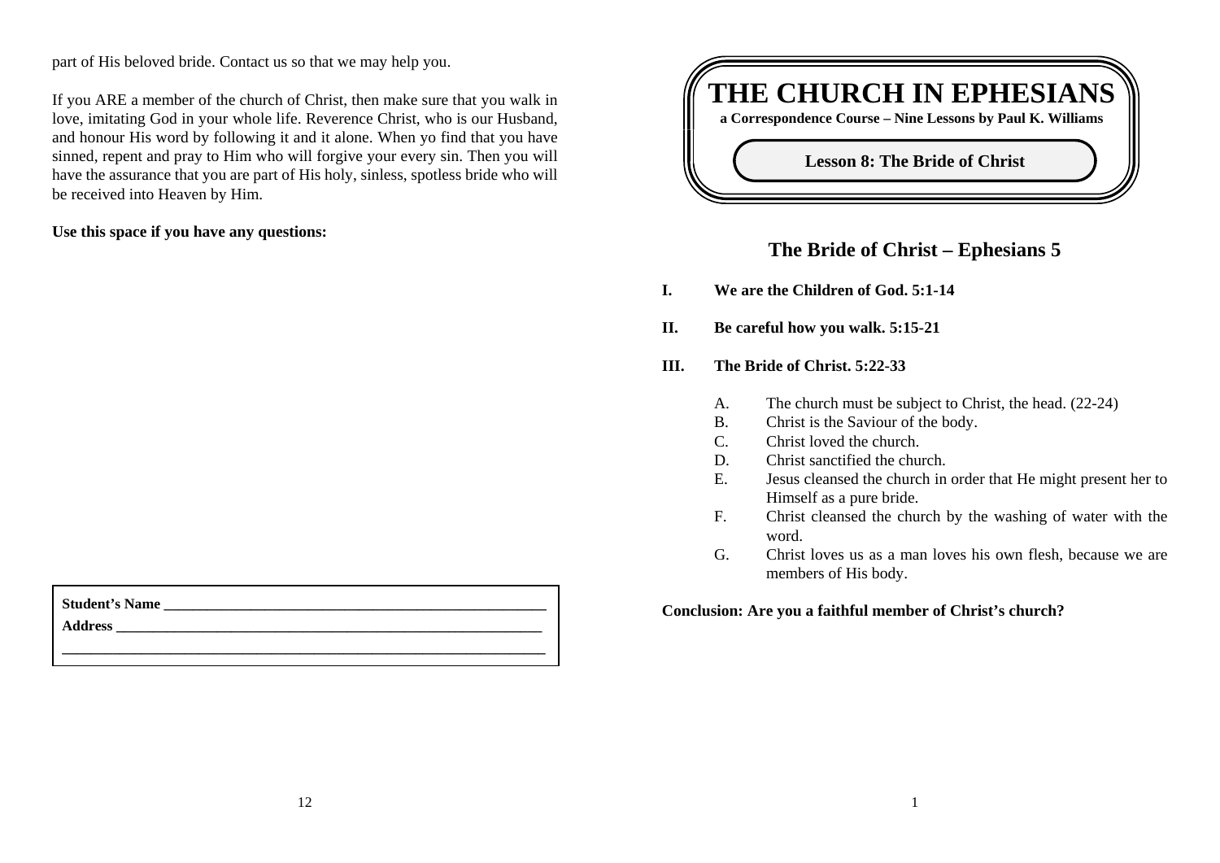part of His beloved bride. Contact us so that we may help you.

If you ARE a member of the church of Christ, then make sure that you walk in love, imitating God in your whole life. Reverence Christ, who is our Husband, and honour His word by following it and it alone. When yo find that you have sinned, repent and pray to Him who will forgive your every sin. Then you will have the assurance that you are part of His holy, sinless, spotless bride who will be received into Heaven by Him.

**Use this space if you have any questions:**

**Student's Name** ____________________________________________________

**Address** __________________________________________________________

____________________________________________________________________

# THE CHURCH IN EPHESIANS

**a Correspondence Course – Nine Lessons by Paul K. Williams**

**Lesson 8: The Bride of Christ**

## The Bride of Christ – Ephesians 5

**I. We are the Children of God. 5:1-14**

**II. Be careful how you walk. 5:15-21**

**III. The Bride of Christ. 5:22-33**

- A. The church must be subject to Christ, the head. (22-24)
- B. Christ is the Saviour of the body.
- C. Christ loved the church.
- D. Christ sanctified the church.
- E. Jesus cleansed the church in order that He might present her to Himself as a pure bride.
- F. Christ cleansed the church by the washing of water with the word.
- G. Christ loves us as a man loves his own flesh, because we are members of His body.

**Conclusion: Are you a faithful member of Christ's church?**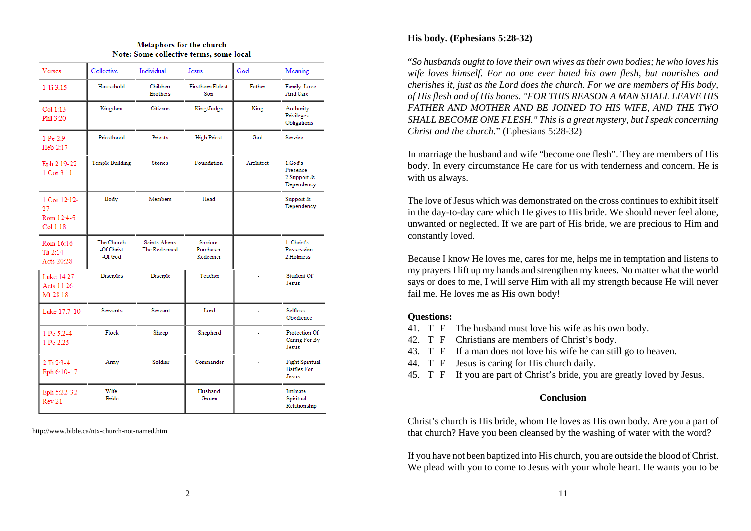| Metaphors for the church<br>Note: Some collective terms, some local | | | | | |
|---|---|---|---|---|---|
| Verses | Collective | Individual | Jesus | God | Meaning |
| 1 Ti 3:15 | Household | Children Brothers | Firstborn Eldest Son | Father | Family: Love And Care |
| Col 1:13<br>Phil 3:20 | Kingdom | Citizens | King/Judge | King | Authority: Privileges Obligations |
| 1 Pe 2:9<br>Heb 2:17 | Priesthood | Priests | High Priest | God | Service |
| Eph 2:19-22<br>1 Cor 3:11 | Temple Building | Stones | Foundation | Architect | 1.God's Presence 2.Support & Dependency |
| 1 Cor 12:12-27<br>Rom 12:4-5<br>Col 1:18 | Body | Members | Head | - | Support & Dependency |
| Rom 16:16<br>Tit 2:14<br>Acts 20:28 | The Church -Of Christ -Of God | Saints Aliens The Redeemed | Saviour Purchaser Redeemer | - | 1. Christ's Possession 2.Holiness |
| Luke 14:27<br>Acts 11:26<br>Mt 28:18 | Disciples | Disciple | Teacher | - | Student Of Jesus |
| Luke 17:7-10 | Servants | Servant | Lord | - | Selfless Obedience |
| 1 Pe 5:2-4<br>1 Pe 2:25 | Flock | Sheep | Shepherd | - | Protection Of Caring For By Jesus |
| 2 Ti 2:3-4<br>Eph 6:10-17 | Army | Soldier | Commander | - | Fight Spiritual Battles For Jesus |
| Eph 5:22-32<br>Rev 21 | Wife Bride | - | Husband Groom | - | Intimate Spiritual Relationship |

http://www.bible.ca/ntx-church-not-named.htm

**His body. (Ephesians 5:28-32)**

"*So husbands ought to love their own wives as their own bodies; he who loves his wife loves himself. For no one ever hated his own flesh, but nourishes and cherishes it, just as the Lord does the church. For we are members of His body, of His flesh and of His bones. "FOR THIS REASON A MAN SHALL LEAVE HIS FATHER AND MOTHER AND BE JOINED TO HIS WIFE, AND THE TWO SHALL BECOME ONE FLESH." This is a great mystery, but I speak concerning Christ and the church.*" (Ephesians 5:28-32)

In marriage the husband and wife "become one flesh". They are members of His body. In every circumstance He care for us with tenderness and concern. He is with us always.

The love of Jesus which was demonstrated on the cross continues to exhibit itself in the day-to-day care which He gives to His bride. We should never feel alone, unwanted or neglected. If we are part of His bride, we are precious to Him and constantly loved.

Because I know He loves me, cares for me, helps me in temptation and listens to my prayers I lift up my hands and strengthen my knees. No matter what the world says or does to me, I will serve Him with all my strength because He will never fail me. He loves me as His own body!

**Questions:**

41. T F The husband must love his wife as his own body.
42. T F Christians are members of Christ's body.
43. T F If a man does not love his wife he can still go to heaven.
44. T F Jesus is caring for His church daily.
45. T F If you are part of Christ's bride, you are greatly loved by Jesus.

**Conclusion**

Christ's church is His bride, whom He loves as His own body. Are you a part of that church? Have you been cleansed by the washing of water with the word?

If you have not been baptized into His church, you are outside the blood of Christ. We plead with you to come to Jesus with your whole heart. He wants you to be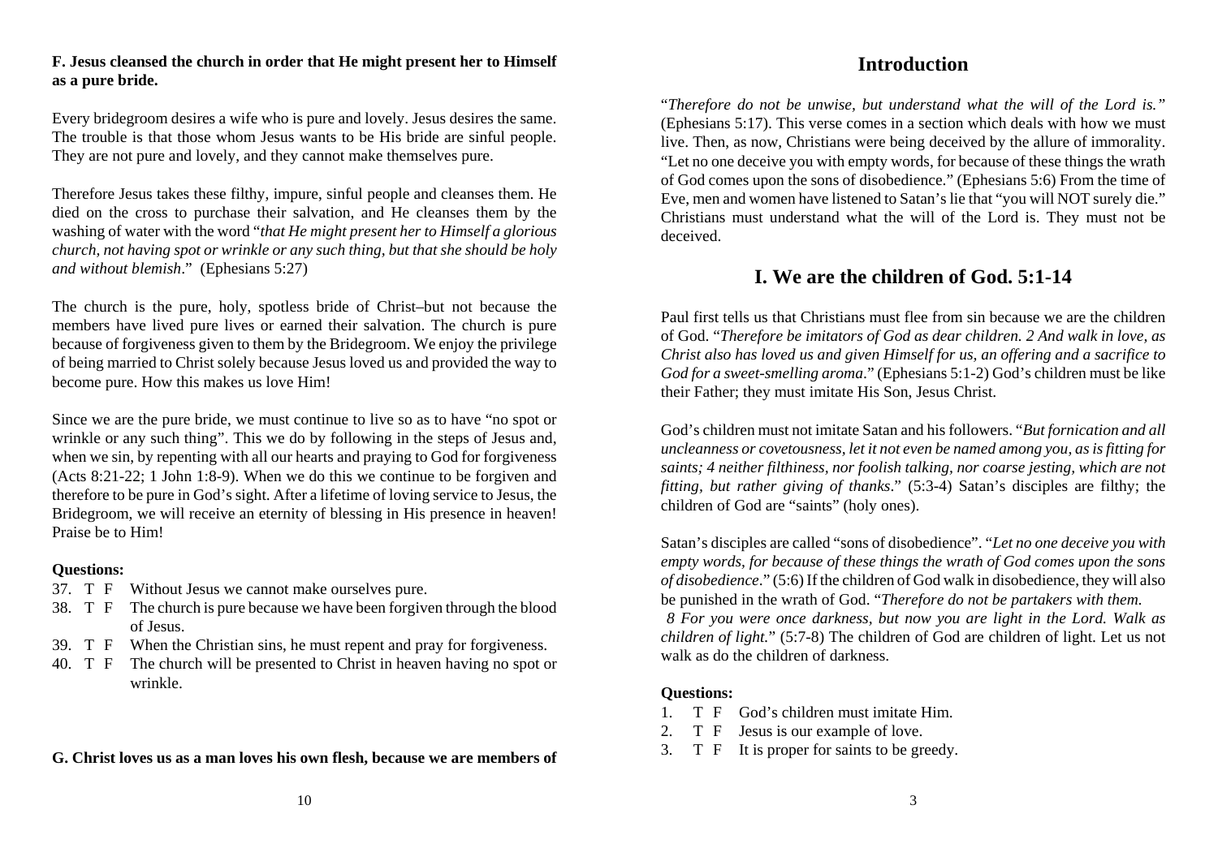**F. Jesus cleansed the church in order that He might present her to Himself as a pure bride.**

Every bridegroom desires a wife who is pure and lovely. Jesus desires the same. The trouble is that those whom Jesus wants to be His bride are sinful people. They are not pure and lovely, and they cannot make themselves pure.

Therefore Jesus takes these filthy, impure, sinful people and cleanses them. He died on the cross to purchase their salvation, and He cleanses them by the washing of water with the word "*that He might present her to Himself a glorious church, not having spot or wrinkle or any such thing, but that she should be holy and without blemish*." (Ephesians 5:27)

The church is the pure, holy, spotless bride of Christ–but not because the members have lived pure lives or earned their salvation. The church is pure because of forgiveness given to them by the Bridegroom. We enjoy the privilege of being married to Christ solely because Jesus loved us and provided the way to become pure. How this makes us love Him!

Since we are the pure bride, we must continue to live so as to have "no spot or wrinkle or any such thing". This we do by following in the steps of Jesus and, when we sin, by repenting with all our hearts and praying to God for forgiveness (Acts 8:21-22; 1 John 1:8-9). When we do this we continue to be forgiven and therefore to be pure in God's sight. After a lifetime of loving service to Jesus, the Bridegroom, we will receive an eternity of blessing in His presence in heaven! Praise be to Him!

**Questions:**

37. T F Without Jesus we cannot make ourselves pure.
38. T F The church is pure because we have been forgiven through the blood of Jesus.
39. T F When the Christian sins, he must repent and pray for forgiveness.
40. T F The church will be presented to Christ in heaven having no spot or wrinkle.

**G. Christ loves us as a man loves his own flesh, because we are members of**

## Introduction

"*Therefore do not be unwise, but understand what the will of the Lord is.*" (Ephesians 5:17). This verse comes in a section which deals with how we must live. Then, as now, Christians were being deceived by the allure of immorality. "Let no one deceive you with empty words, for because of these things the wrath of God comes upon the sons of disobedience." (Ephesians 5:6) From the time of Eve, men and women have listened to Satan's lie that "you will NOT surely die." Christians must understand what the will of the Lord is. They must not be deceived.

## I. We are the children of God. 5:1-14

Paul first tells us that Christians must flee from sin because we are the children of God. "*Therefore be imitators of God as dear children. 2 And walk in love, as Christ also has loved us and given Himself for us, an offering and a sacrifice to God for a sweet-smelling aroma*." (Ephesians 5:1-2) God's children must be like their Father; they must imitate His Son, Jesus Christ.

God's children must not imitate Satan and his followers. "*But fornication and all uncleanness or covetousness, let it not even be named among you, as is fitting for saints; 4 neither filthiness, nor foolish talking, nor coarse jesting, which are not fitting, but rather giving of thanks*." (5:3-4) Satan's disciples are filthy; the children of God are "saints" (holy ones).

Satan's disciples are called "sons of disobedience". "*Let no one deceive you with empty words, for because of these things the wrath of God comes upon the sons of disobedience*." (5:6) If the children of God walk in disobedience, they will also be punished in the wrath of God. "*Therefore do not be partakers with them. 8 For you were once darkness, but now you are light in the Lord. Walk as children of light.*" (5:7-8) The children of God are children of light. Let us not walk as do the children of darkness.

**Questions:**

1. T F God's children must imitate Him.
2. T F Jesus is our example of love.
3. T F It is proper for saints to be greedy.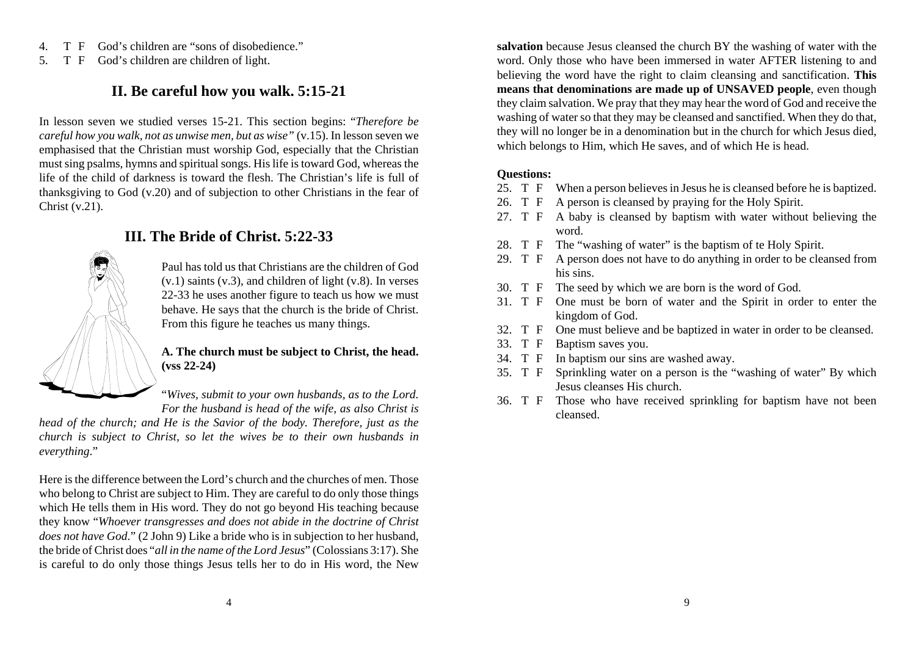4. T F God's children are "sons of disobedience."
5. T F God's children are children of light.

## II. Be careful how you walk. 5:15-21

In lesson seven we studied verses 15-21. This section begins: "*Therefore be careful how you walk, not as unwise men, but as wise*" (v.15). In lesson seven we emphasised that the Christian must worship God, especially that the Christian must sing psalms, hymns and spiritual songs. His life is toward God, whereas the life of the child of darkness is toward the flesh. The Christian's life is full of thanksgiving to God (v.20) and of subjection to other Christians in the fear of Christ (v.21).

## III. The Bride of Christ. 5:22-33

Paul has told us that Christians are the children of God (v.1) saints (v.3), and children of light (v.8). In verses 22-33 he uses another figure to teach us how we must behave. He says that the church is the bride of Christ. From this figure he teaches us many things.

### A. The church must be subject to Christ, the head. (vss 22-24)

"*Wives, submit to your own husbands, as to the Lord. For the husband is head of the wife, as also Christ is head of the church; and He is the Savior of the body. Therefore, just as the church is subject to Christ, so let the wives be to their own husbands in everything*."

Here is the difference between the Lord's church and the churches of men. Those who belong to Christ are subject to Him. They are careful to do only those things which He tells them in His word. They do not go beyond His teaching because they know "*Whoever transgresses and does not abide in the doctrine of Christ does not have God*." (2 John 9) Like a bride who is in subjection to her husband, the bride of Christ does "*all in the name of the Lord Jesus*" (Colossians 3:17). She is careful to do only those things Jesus tells her to do in His word, the New

**salvation** because Jesus cleansed the church BY the washing of water with the word. Only those who have been immersed in water AFTER listening to and believing the word have the right to claim cleansing and sanctification. **This means that denominations are made up of UNSAVED people**, even though they claim salvation. We pray that they may hear the word of God and receive the washing of water so that they may be cleansed and sanctified. When they do that, they will no longer be in a denomination but in the church for which Jesus died, which belongs to Him, which He saves, and of which He is head.

**Questions:**

25. T F When a person believes in Jesus he is cleansed before he is baptized.
26. T F A person is cleansed by praying for the Holy Spirit.
27. T F A baby is cleansed by baptism with water without believing the word.
28. T F The "washing of water" is the baptism of te Holy Spirit.
29. T F A person does not have to do anything in order to be cleansed from his sins.
30. T F The seed by which we are born is the word of God.
31. T F One must be born of water and the Spirit in order to enter the kingdom of God.
32. T F One must believe and be baptized in water in order to be cleansed.
33. T F Baptism saves you.
34. T F In baptism our sins are washed away.
35. T F Sprinkling water on a person is the "washing of water" By which Jesus cleanses His church.
36. T F Those who have received sprinkling for baptism have not been cleansed.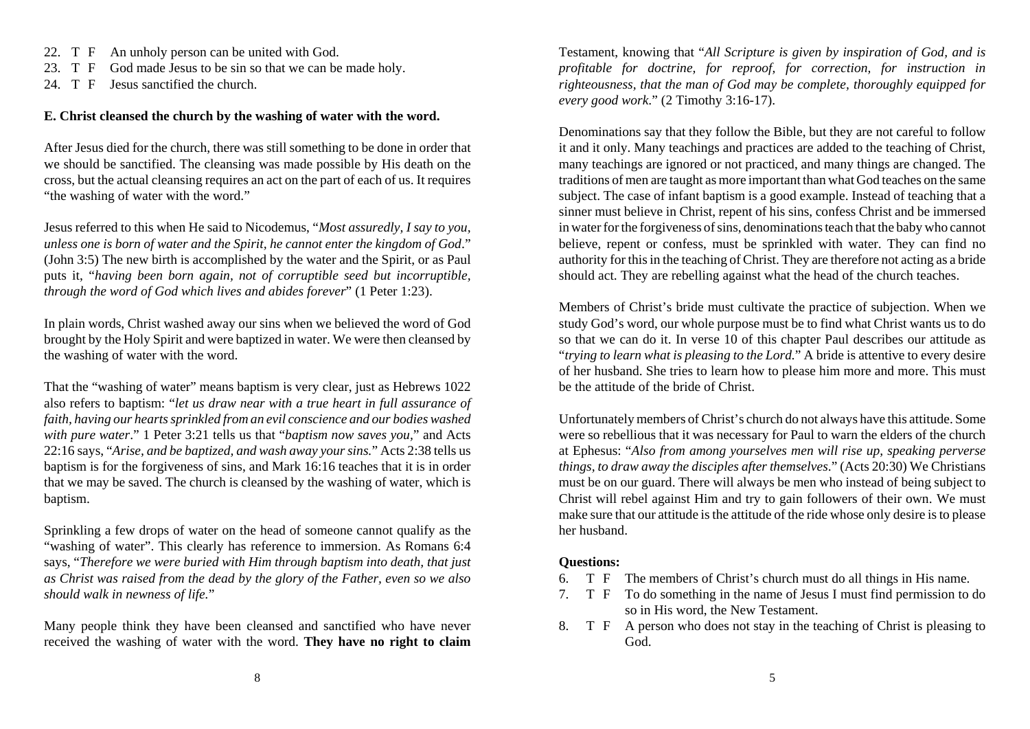22. T F An unholy person can be united with God.
23. T F God made Jesus to be sin so that we can be made holy.
24. T F Jesus sanctified the church.

**E. Christ cleansed the church by the washing of water with the word.**

After Jesus died for the church, there was still something to be done in order that we should be sanctified. The cleansing was made possible by His death on the cross, but the actual cleansing requires an act on the part of each of us. It requires "the washing of water with the word."

Jesus referred to this when He said to Nicodemus, "*Most assuredly, I say to you, unless one is born of water and the Spirit, he cannot enter the kingdom of God*." (John 3:5) The new birth is accomplished by the water and the Spirit, or as Paul puts it, "*having been born again, not of corruptible seed but incorruptible, through the word of God which lives and abides forever*" (1 Peter 1:23).

In plain words, Christ washed away our sins when we believed the word of God brought by the Holy Spirit and were baptized in water. We were then cleansed by the washing of water with the word.

That the "washing of water" means baptism is very clear, just as Hebrews 1022 also refers to baptism: "*let us draw near with a true heart in full assurance of faith, having our hearts sprinkled from an evil conscience and our bodies washed with pure water*." 1 Peter 3:21 tells us that "*baptism now saves you*," and Acts 22:16 says, "*Arise, and be baptized, and wash away your sins.*" Acts 2:38 tells us baptism is for the forgiveness of sins, and Mark 16:16 teaches that it is in order that we may be saved. The church is cleansed by the washing of water, which is baptism.

Sprinkling a few drops of water on the head of someone cannot qualify as the "washing of water". This clearly has reference to immersion. As Romans 6:4 says, "*Therefore we were buried with Him through baptism into death, that just as Christ was raised from the dead by the glory of the Father, even so we also should walk in newness of life.*"

Many people think they have been cleansed and sanctified who have never received the washing of water with the word. **They have no right to claim**

Testament, knowing that "*All Scripture is given by inspiration of God, and is profitable for doctrine, for reproof, for correction, for instruction in righteousness, that the man of God may be complete, thoroughly equipped for every good work.*" (2 Timothy 3:16-17).

Denominations say that they follow the Bible, but they are not careful to follow it and it only. Many teachings and practices are added to the teaching of Christ, many teachings are ignored or not practiced, and many things are changed. The traditions of men are taught as more important than what God teaches on the same subject. The case of infant baptism is a good example. Instead of teaching that a sinner must believe in Christ, repent of his sins, confess Christ and be immersed in water for the forgiveness of sins, denominations teach that the baby who cannot believe, repent or confess, must be sprinkled with water. They can find no authority for this in the teaching of Christ. They are therefore not acting as a bride should act. They are rebelling against what the head of the church teaches.

Members of Christ's bride must cultivate the practice of subjection. When we study God's word, our whole purpose must be to find what Christ wants us to do so that we can do it. In verse 10 of this chapter Paul describes our attitude as "*trying to learn what is pleasing to the Lord.*" A bride is attentive to every desire of her husband. She tries to learn how to please him more and more. This must be the attitude of the bride of Christ.

Unfortunately members of Christ's church do not always have this attitude. Some were so rebellious that it was necessary for Paul to warn the elders of the church at Ephesus: "*Also from among yourselves men will rise up, speaking perverse things, to draw away the disciples after themselves.*" (Acts 20:30) We Christians must be on our guard. There will always be men who instead of being subject to Christ will rebel against Him and try to gain followers of their own. We must make sure that our attitude is the attitude of the ride whose only desire is to please her husband.

**Questions:**

6. T F The members of Christ's church must do all things in His name.
7. T F To do something in the name of Jesus I must find permission to do so in His word, the New Testament.
8. T F A person who does not stay in the teaching of Christ is pleasing to God.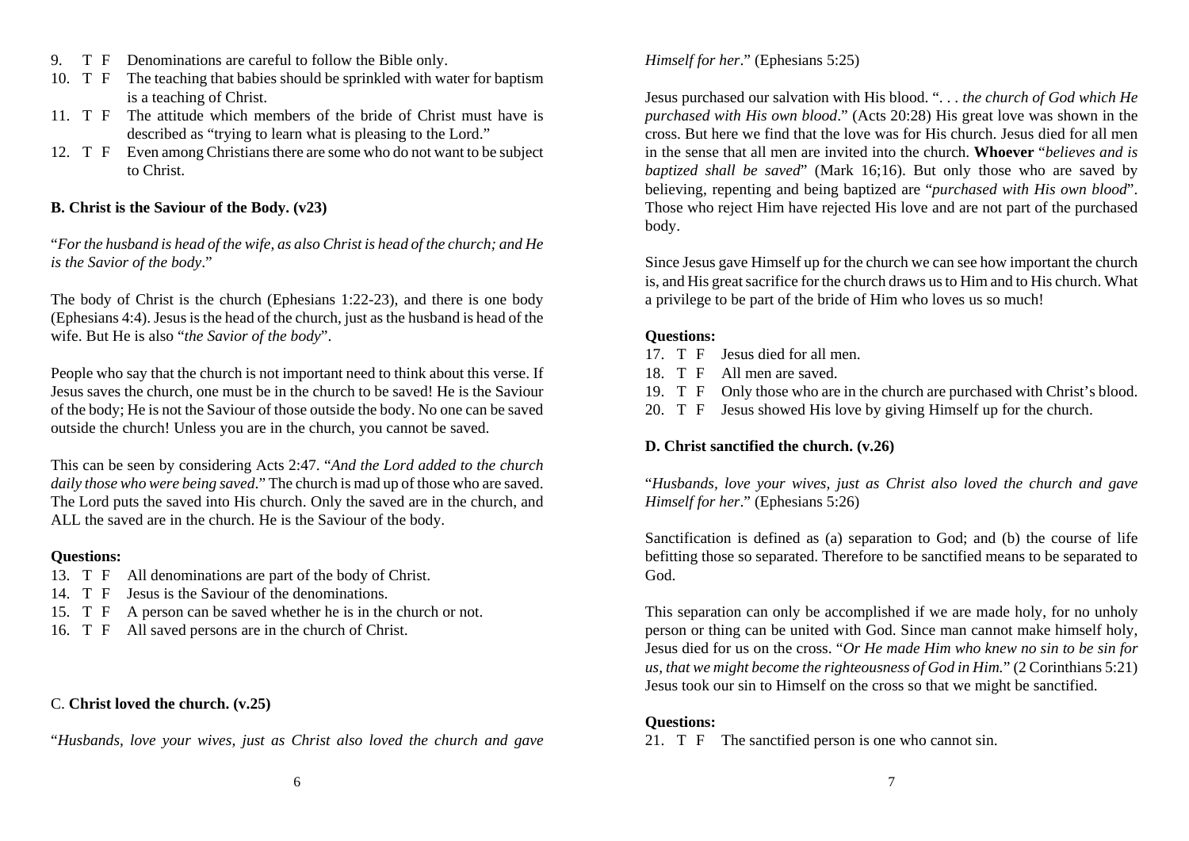9. T F Denominations are careful to follow the Bible only.
10. T F The teaching that babies should be sprinkled with water for baptism is a teaching of Christ.
11. T F The attitude which members of the bride of Christ must have is described as "trying to learn what is pleasing to the Lord."
12. T F Even among Christians there are some who do not want to be subject to Christ.

### B. Christ is the Saviour of the Body. (v23)

"*For the husband is head of the wife, as also Christ is head of the church; and He is the Savior of the body*."

The body of Christ is the church (Ephesians 1:22-23), and there is one body (Ephesians 4:4). Jesus is the head of the church, just as the husband is head of the wife. But He is also "*the Savior of the body*".

People who say that the church is not important need to think about this verse. If Jesus saves the church, one must be in the church to be saved! He is the Saviour of the body; He is not the Saviour of those outside the body. No one can be saved outside the church! Unless you are in the church, you cannot be saved.

This can be seen by considering Acts 2:47. "*And the Lord added to the church daily those who were being saved*." The church is mad up of those who are saved. The Lord puts the saved into His church. Only the saved are in the church, and ALL the saved are in the church. He is the Saviour of the body.

**Questions:**

13. T F All denominations are part of the body of Christ.
14. T F Jesus is the Saviour of the denominations.
15. T F A person can be saved whether he is in the church or not.
16. T F All saved persons are in the church of Christ.

### C. **Christ loved the church. (v.25)**

"*Husbands, love your wives, just as Christ also loved the church and gave Himself for her*." (Ephesians 5:25)

Jesus purchased our salvation with His blood. "*. . . the church of God which He purchased with His own blood*." (Acts 20:28) His great love was shown in the cross. But here we find that the love was for His church. Jesus died for all men in the sense that all men are invited into the church. **Whoever** "*believes and is baptized shall be saved*" (Mark 16;16). But only those who are saved by believing, repenting and being baptized are "*purchased with His own blood*". Those who reject Him have rejected His love and are not part of the purchased body.

Since Jesus gave Himself up for the church we can see how important the church is, and His great sacrifice for the church draws us to Him and to His church. What a privilege to be part of the bride of Him who loves us so much!

**Questions:**

17. T F Jesus died for all men.
18. T F All men are saved.
19. T F Only those who are in the church are purchased with Christ's blood.
20. T F Jesus showed His love by giving Himself up for the church.

### D. Christ sanctified the church. (v.26)

"*Husbands, love your wives, just as Christ also loved the church and gave Himself for her*." (Ephesians 5:26)

Sanctification is defined as (a) separation to God; and (b) the course of life befitting those so separated. Therefore to be sanctified means to be separated to God.

This separation can only be accomplished if we are made holy, for no unholy person or thing can be united with God. Since man cannot make himself holy, Jesus died for us on the cross. "*Or He made Him who knew no sin to be sin for us, that we might become the righteousness of God in Him.*" (2 Corinthians 5:21) Jesus took our sin to Himself on the cross so that we might be sanctified.

**Questions:**

21. T F The sanctified person is one who cannot sin.